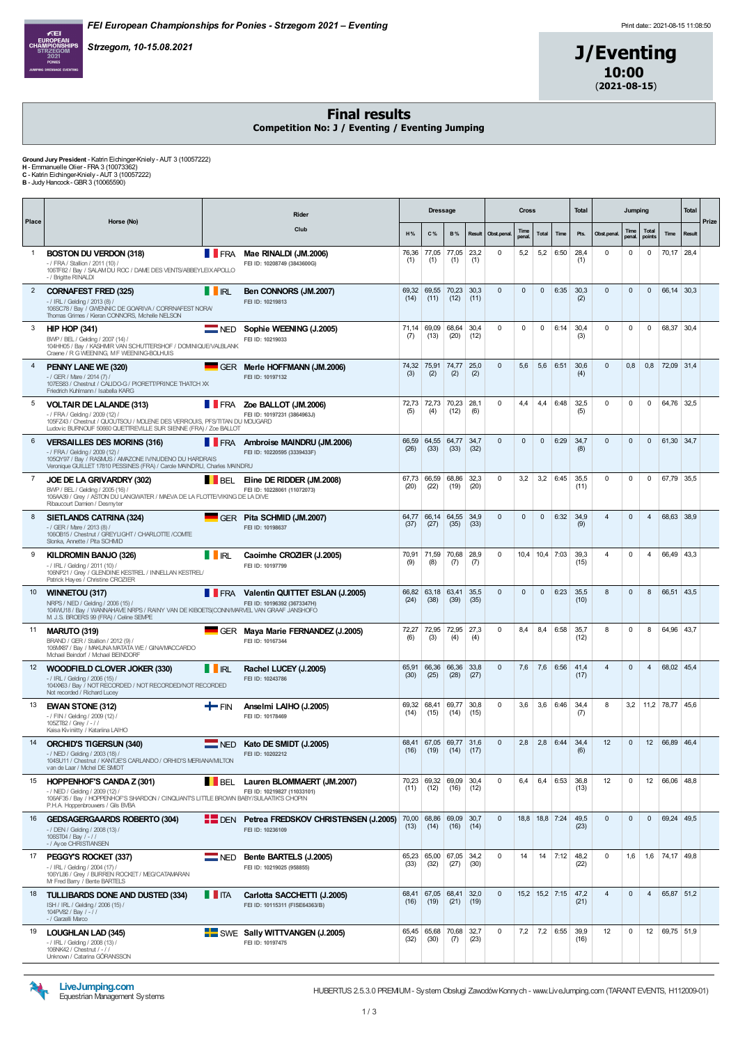*FEI European Championships for Ponies - Strzegom 2021 – Eventing*

*Strzegom, 10-15.08.2021*

Print date:: 2021-08-15 11:08:50

# J/Eventing
**10:00**
(**2021-08-15**)

## Final results
**Competition No: J / Eventing / Eventing Jumping**

**Ground Jury President** - Katrin Eichinger-Kniely - AUT 3 (10057222)
**H** - Emmanuelle Olier - FRA 3 (10073362)
**C** - Katrin Eichinger-Kniely - AUT 3 (10057222)
**B** - Judy Hancock - GBR 3 (10065590)

| Place | Horse (No) | Rider / Club | Dressage | | | | Cross | | | | Total | Jumping | | | | Total | Prize |
|---|---|---|---|---|---|---|---|---|---|---|---|---|---|---|---|---|---|
| | | | H % | C % | B % | Result | Obst.penal. | Time penal. | Total | Time | Pts. | Obst.penal. | Time penal. | Total points | Time | Result | |
| 1 | **BOSTON DU VERDON (318)** - / FRA / Stallion / 2011 (10) / 106TF82 / Bay / SALAM DU ROC / DAME DES VENTS/ABBEYLEIX APOLLO - / Brigitte RINALDI | FRA **Mae RINALDI (JM.2006)** FEI ID: 10208749 (3843600G) | 76,36 (1) | 77,05 (1) | 77,05 (1) | 23,2 (1) | 0 | 5,2 | 5,2 | 6:50 | 28,4 (1) | 0 | 0 | 0 | 70,17 | 28,4 | |
| 2 | **CORNAFEST FRED (325)** - / IRL / Gelding / 2013 (8) / 106SC78 / Bay / GWENNIC DE GOARIVA / CORRNAFEST NORA/ Thomas Grimes / Kieran CONNORS, Michelle NELSON | IRL **Ben CONNORS (JM.2007)** FEI ID: 10219813 | 69,32 (14) | 69,55 (11) | 70,23 (12) | 30,3 (11) | 0 | 0 | 0 | 6:35 | 30,3 (2) | 0 | 0 | 0 | 66,14 | 30,3 | |
| 3 | **HIP HOP (341)** BWP / BEL / Gelding / 2007 (14) / 104HH05 / Bay / KASHMIR VAN SCHUTTERSHOF / DOMINIQUE/VALBLANK Craene / R G WEENING, M F WEENING-BOLHUIS | NED **Sophie WEENING (J.2005)** FEI ID: 10219033 | 71,14 (7) | 69,09 (13) | 68,64 (20) | 30,4 (12) | 0 | 0 | 0 | 6:14 | 30,4 (3) | 0 | 0 | 0 | 68,37 | 30,4 | |
| 4 | **PENNY LANE WE (320)** - / GER / Mare / 2014 (7) / 107ES83 / Chestnut / CALIDO-G / PIORETT/PRINCE THATCH XX Friedrich Kuhlmann / Isabella KARG | GER **Merle HOFFMANN (JM.2006)** FEI ID: 10197132 | 74,32 (3) | 75,91 (2) | 74,77 (2) | 25,0 (2) | 0 | 5,6 | 5,6 | 6:51 | 30,6 (4) | 0 | 0,8 | 0,8 | 72,09 | 31,4 | |
| 5 | **VOLTAIR DE LALANDE (313)** - / FRA / Gelding / 2009 (12) / 105FZ43 / Chestnut / QUOUTSOU / MOLENE DES VERROUIS, PFS/TITAN DU MOUGARD Ludovic BURNOUF 50660 QUETTREVILLE SUR SIENNE (FRA) / Zoe BALLOT | FRA **Zoe BALLOT (JM.2006)** FEI ID: 10197231 (3864963J) | 72,73 (5) | 72,73 (4) | 70,23 (12) | 28,1 (6) | 0 | 4,4 | 4,4 | 6:48 | 32,5 (5) | 0 | 0 | 0 | 64,76 | 32,5 | |
| 6 | **VERSAILLES DES MORINS (316)** - / FRA / Gelding / 2009 (12) / 105QY97 / Bay / RASMUS / AMAZONE IV/NUDENO DU HARDRAIS Veronique GUILLET 17810 PESSINES (FRA) / Carole MAINDRU, Charles MAINDRU | FRA **Ambroise MAINDRU (JM.2006)** FEI ID: 10220595 (3339433F) | 66,59 (26) | 64,55 (33) | 64,77 (33) | 34,7 (32) | 0 | 0 | 0 | 6:29 | 34,7 (8) | 0 | 0 | 0 | 61,30 | 34,7 | |
| 7 | **JOE DE LA GRIVARDRY (302)** BWP / BEL / Gelding / 2005 (16) / 106AA39 / Grey / ASTON DU LANGWATER / MAEVA DE LA FLOTTE/VIKING DE LA DIVE Ribaucourt Damien / Desmyter | BEL **Eline DE RIDDER (JM.2008)** FEI ID: 10228061 (11072073) | 67,73 (20) | 66,59 (22) | 68,86 (19) | 32,3 (20) | 0 | 3,2 | 3,2 | 6:45 | 35,5 (11) | 0 | 0 | 0 | 67,79 | 35,5 | |
| 8 | **SIETLANDS CATRINA (324)** - / GER / Mare / 2013 (8) / 106OB15 / Chestnut / GREYLIGHT / CHARLOTTE /COMTE Slonka, Annette / Pita SCHMID | GER **Pita SCHMID (JM.2007)** FEI ID: 10198637 | 64,77 (37) | 66,14 (27) | 64,55 (35) | 34,9 (33) | 0 | 0 | 0 | 6:32 | 34,9 (9) | 4 | 0 | 4 | 68,63 | 38,9 | |
| 9 | **KILDROMIN BANJO (326)** - / IRL / Gelding / 2011 (10) / 106NP21 / Grey / GLENDINE KESTREL / INNELLAN KESTREL/ Patrick Hayes / Christine CROZIER | IRL **Caoimhe CROZIER (J.2005)** FEI ID: 10197799 | 70,91 (9) | 71,59 (8) | 70,68 (7) | 28,9 (7) | 0 | 10,4 | 10,4 | 7:03 | 39,3 (15) | 4 | 0 | 4 | 66,49 | 43,3 | |
| 10 | **WINNETOU (317)** NRPS / NED / Gelding / 2006 (15) / 104WU18 / Bay / WANNAHAVE NRPS / RAINY VAN DE KIBOETS(CONN/MARVEL VAN GRAAF JANSHOFO M. J.S. BROERS 99 (FRA) / Celine SEMPE | FRA **Valentin QUITTET ESLAN (J.2005)** FEI ID: 10196392 (3673347H) | 66,82 (24) | 63,18 (38) | 63,41 (39) | 35,5 (35) | 0 | 0 | 0 | 6:23 | 35,5 (10) | 8 | 0 | 8 | 66,51 | 43,5 | |
| 11 | **MARUTO (319)** BRAND / GER / Stallion / 2012 (9) / 106MR87 / Bay / MAKUNA MATATA WE / GINA/MACCARDO Michael Beindorf / Michael BEINDORF | GER **Maya Marie FERNANDEZ (J.2005)** FEI ID: 10167344 | 72,27 (6) | 72,95 (3) | 72,95 (4) | 27,3 (4) | 0 | 8,4 | 8,4 | 6:58 | 35,7 (12) | 8 | 0 | 8 | 64,96 | 43,7 | |
| 12 | **WOODFIELD CLOVER JOKER (330)** - / IRL / Gelding / 2006 (15) / 104XI63 / Bay / NOT RECORDED / NOT RECORDED/NOT RECORDED Not recorded / Richard Lucey | IRL **Rachel LUCEY (J.2005)** FEI ID: 10243786 | 65,91 (30) | 66,36 (25) | 66,36 (28) | 33,8 (27) | 0 | 7,6 | 7,6 | 6:56 | 41,4 (17) | 4 | 0 | 4 | 68,02 | 45,4 | |
| 13 | **EWAN STONE (312)** - / FIN / Gelding / 2009 (12) / 105ZT82 / Grey / - / / Kaisa Kivinitty / Katariina LAIHO | FIN **Anselmi LAIHO (J.2005)** FEI ID: 10178469 | 69,32 (14) | 68,41 (15) | 69,77 (14) | 30,8 (15) | 0 | 3,6 | 3,6 | 6:46 | 34,4 (7) | 8 | 3,2 | 11,2 | 78,77 | 45,6 | |
| 14 | **ORCHID'S TIGERSUN (340)** - / NED / Gelding / 2003 (18) / 104SU11 / Chestnut / KANTJE'S CARLANDO / ORHID'S MERIANA/MILTON van de Laar / Michel DE SMIDT | NED **Kato DE SMIDT (J.2005)** FEI ID: 10202212 | 68,41 (16) | 67,05 (19) | 69,77 (14) | 31,6 (17) | 0 | 2,8 | 2,8 | 6:44 | 34,4 (6) | 12 | 0 | 12 | 66,89 | 46,4 | |
| 15 | **HOPPENHOF'S CANDA Z (301)** - / NED / Gelding / 2009 (12) / 106AF35 / Bay / HOPPENHOF'S SHARDON / CINQUANT'S LITTLE BROWN BABY/SULAATIK'S CHOPIN P.H.A. Hoppenbrouwers / Gils BVBA | BEL **Lauren BLOMMAERT (JM.2007)** FEI ID: 10219827 (11033101) | 70,23 (11) | 69,32 (12) | 69,09 (16) | 30,4 (12) | 0 | 6,4 | 6,4 | 6:53 | 36,8 (13) | 12 | 0 | 12 | 66,06 | 48,8 | |
| 16 | **GEDSAGERGAARDS ROBERTO (304)** - / DEN / Gelding / 2008 (13) / 106ST04 / Bay / - / / - / Ayoe CHRISTIANSEN | DEN **Petrea FREDSKOV CHRISTENSEN (J.2005)** FEI ID: 10236109 | 70,00 (13) | 68,86 (14) | 69,09 (16) | 30,7 (14) | 0 | 18,8 | 18,8 | 7:24 | 49,5 (23) | 0 | 0 | 0 | 69,24 | 49,5 | |
| 17 | **PEGGY'S ROCKET (337)** - / IRL / Gelding / 2004 (17) / 106YL86 / Grey / BURREN ROCKET / MEG/CATAMARAN Mr Fred Barry / Bente BARTELS | NED **Bente BARTELS (J.2005)** FEI ID: 10219025 (958855) | 65,23 (33) | 65,00 (32) | 67,05 (27) | 34,2 (30) | 0 | 14 | 14 | 7:12 | 48,2 (22) | 0 | 1,6 | 1,6 | 74,17 | 49,8 | |
| 18 | **TULLIBARDS DONE AND DUSTED (334)** ISH / IRL / Gelding / 2006 (15) / 104PV82 / Bay / - / / - / Garzelli Marco | ITA **Carlotta SACCHETTI (J.2005)** FEI ID: 10115311 (FISE64363/B) | 68,41 (16) | 67,05 (19) | 68,41 (21) | 32,0 (19) | 0 | 15,2 | 15,2 | 7:15 | 47,2 (21) | 4 | 0 | 4 | 65,87 | 51,2 | |
| 19 | **LOUGHLAN LAD (345)** - / IRL / Gelding / 2008 (13) / 106NK42 / Chestnut / - / / Unknown / Catarina GÖRANSSON | SWE **Sally WITTVANGEN (J.2005)** FEI ID: 10197475 | 65,45 (32) | 65,68 (30) | 70,68 (7) | 32,7 (23) | 0 | 7,2 | 7,2 | 6:55 | 39,9 (16) | 12 | 0 | 12 | 69,75 | 51,9 | |

LiveJumping.com
Equestrian Management Systems

HUBERTUS 2.5.3.0 PREMIUM - System Obsługi Zawodów Konnych - www.LiveJumping.com (TARANT EVENTS, H112009-01)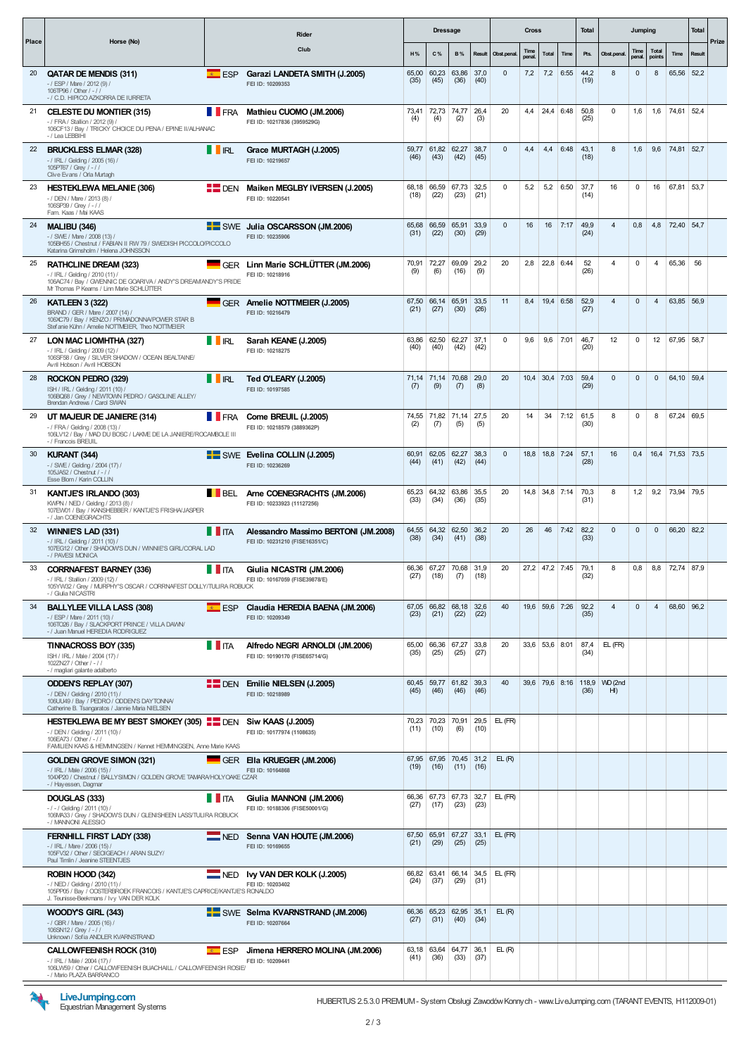| Place | Horse (No) | Rider / Club | Dressage | | | | Cross | | | | Total | Jumping | | | | Total | Prize |
|---|---|---|---|---|---|---|---|---|---|---|---|---|---|---|---|---|---|
| | | | H % | C % | B % | Result | Obst.penal. | Time penal. | Total | Time | Pts. | Obst.penal. | Time penal. | Total points | Time | Result | |
| 20 | **QATAR DE MENDIS (311)**<br>- / ESP / Mare / 2012 (9) /<br>106TP96 / Other / - / /<br>- / C.D. HIPICO AZKORRA DE IURRETA | ESP **Garazi LANDETA SMITH (J.2005)**<br>FEI ID: 10209353 | 65,00 (35) | 60,23 (45) | 63,86 (36) | 37,0 (40) | 0 | 7,2 | 7,2 | 6:55 | 44,2 (19) | 8 | 0 | 8 | 65,56 | 52,2 | |
| 21 | **CELESTE DU MONTIER (315)**<br>- / FRA / Stallion / 2012 (9) /<br>106CF13 / Bay / TRICKY CHOICE DU PENA / EPINE II/ALHANAC<br>- / Lea LEBBIHI | FRA **Mathieu CUOMO (JM.2006)**<br>FEI ID: 10217836 (3959529G) | 73,41 (4) | 72,73 (4) | 74,77 (2) | 26,4 (3) | 20 | 4,4 | 24,4 | 6:48 | 50,8 (25) | 0 | 1,6 | 1,6 | 74,61 | 52,4 | |
| 22 | **BRUCKLESS ELMAR (328)**<br>- / IRL / Gelding / 2005 (16) /<br>105PT67 / Grey / - / /<br>Clive Evans / Orla Murtagh | IRL **Grace MURTAGH (J.2005)**<br>FEI ID: 10219657 | 59,77 (46) | 61,82 (43) | 62,27 (42) | 38,7 (45) | 0 | 4,4 | 4,4 | 6:48 | 43,1 (18) | 8 | 1,6 | 9,6 | 74,81 | 52,7 | |
| 23 | **HESTEKLEWA MELANIE (306)**<br>- / DEN / Mare / 2013 (8) /<br>106SP39 / Grey / - / /<br>Fam. Kaas / Mai KAAS | DEN **Maiken MEGLBY IVERSEN (J.2005)**<br>FEI ID: 10220541 | 68,18 (18) | 66,59 (22) | 67,73 (23) | 32,5 (21) | 0 | 5,2 | 5,2 | 6:50 | 37,7 (14) | 16 | 0 | 16 | 67,81 | 53,7 | |
| 24 | **MALIBU (346)**<br>- / SWE / Mare / 2008 (13) /<br>105BH55 / Chestnut / FABIAN II RW 79 / SWEDISH PICCOLO/PICCOLO<br>Katarina Grimsholm / Helena JOHNSSON | SWE **Julia OSCARSSON (JM.2006)**<br>FEI ID: 10235906 | 65,68 (31) | 66,59 (22) | 65,91 (30) | 33,9 (29) | 0 | 16 | 16 | 7:17 | 49,9 (24) | 4 | 0,8 | 4,8 | 72,40 | 54,7 | |
| 25 | **RATHCLINE DREAM (323)**<br>- / IRL / Gelding / 2010 (11) /<br>106AC74 / Bay / GWENNIC DE GOARIVA / ANDY'S DREAM/ANDY'S PRIDE<br>Mr Thomas P Kearns / Linn Marie SCHLÜTTER | GER **Linn Marie SCHLÜTTER (JM.2006)**<br>FEI ID: 10218916 | 70,91 (9) | 72,27 (6) | 69,09 (16) | 29,2 (9) | 20 | 2,8 | 22,8 | 6:44 | 52 (26) | 4 | 0 | 4 | 65,36 | 56 | |
| 26 | **KATLEEN 3 (322)**<br>BRAND / GER / Mare / 2007 (14) /<br>106XC79 / Bay / KENZO / PRIMADONNA/POWER STAR B<br>Stefanie Kühn / Amelie NOTTMEIER, Theo NOTTMEIER | GER **Amelie NOTTMEIER (J.2005)**<br>FEI ID: 10216479 | 67,50 (21) | 66,14 (27) | 65,91 (30) | 33,5 (26) | 11 | 8,4 | 19,4 | 6:58 | 52,9 (27) | 4 | 0 | 4 | 63,85 | 56,9 | |
| 27 | **LON MAC LIOMHTHA (327)**<br>- / IRL / Gelding / 2009 (12) /<br>106SF58 / Grey / SILVER SHADOW / OCEAN BEALTAINE/<br>Avril Hobson / Avril HOBSON | IRL **Sarah KEANE (J.2005)**<br>FEI ID: 10218275 | 63,86 (40) | 62,50 (40) | 62,27 (42) | 37,1 (42) | 0 | 9,6 | 9,6 | 7:01 | 46,7 (20) | 12 | 0 | 12 | 67,95 | 58,7 | |
| 28 | **ROCKON ROPO (329)**<br>ISH / IRL / Gelding / 2011 (10) /<br>106BQ68 / Grey / NEWTOWN PEDRO / GASOLINE ALLEY/<br>Brendan Andrews / Carol SWAN | IRL **Ted O'LEARY (J.2005)**<br>FEI ID: 10197585 | 71,14 (7) | 71,14 (9) | 70,68 (7) | 29,0 (8) | 20 | 10,4 | 30,4 | 7:03 | 59,4 (29) | 0 | 0 | 0 | 64,10 | 59,4 | |
| 29 | **UT MAJEUR DE JANIERE (314)**<br>- / FRA / Gelding / 2008 (13) /<br>106LV12 / Bay / MAD DU BOSC / LAKME DE LA JANIERE/ROCAMBOLE III<br>- / Francois BREUIL | FRA **Come BREUIL (J.2005)**<br>FEI ID: 10218579 (3889362P) | 74,55 (2) | 71,82 (7) | 71,14 (5) | 27,5 (5) | 20 | 14 | 34 | 7:12 | 61,5 (30) | 8 | 0 | 8 | 67,24 | 69,5 | |
| 30 | **KURANT (344)**<br>- / SWE / Gelding / 2004 (17) /<br>105JA52 / Chestnut / - / /<br>Esse Blom / Karin COLLIN | SWE **Evelina COLLIN (J.2005)**<br>FEI ID: 10236269 | 60,91 (44) | 62,05 (41) | 62,27 (42) | 38,3 (44) | 0 | 18,8 | 18,8 | 7:24 | 57,1 (28) | 16 | 0,4 | 16,4 | 71,53 | 73,5 | |
| 31 | **KANTJE'S IRLANDO (303)**<br>KWPN / NED / Gelding / 2013 (8) /<br>107EW01 / Bay / KANSHEBBER / KANTJE'S FRISHA/JASPER<br>- / Jan COENEGRACHTS | BEL **Arne COENEGRACHTS (JM.2006)**<br>FEI ID: 10233923 (11127256) | 65,23 (33) | 64,32 (34) | 63,86 (36) | 35,5 (35) | 20 | 14,8 | 34,8 | 7:14 | 70,3 (31) | 8 | 1,2 | 9,2 | 73,94 | 79,5 | |
| 32 | **WINNIE'S LAD (331)**<br>- / IRL / Gelding / 2011 (10) /<br>107EG12 / Other / SHADOWS DUN / WINNIE'S GIRL/CORAL LAD<br>- / PAVESI MONICA | ITA **Alessandro Massimo BERTONI (JM.2008)**<br>FEI ID: 10231210 (FISE16351/C) | 64,55 (38) | 64,32 (34) | 62,50 (41) | 36,2 (38) | 20 | 26 | 46 | 7:42 | 82,2 (33) | 0 | 0 | 0 | 66,20 | 82,2 | |
| 33 | **CORRNAFEST BARNEY (336)**<br>- / IRL / Stallion / 2009 (12) /<br>105YW32 / Grey / MURPHY'S OSCAR / CORRNAFEST DOLLY/TULIRA ROBUCK<br>- / Giulia NICASTRI | ITA **Giulia NICASTRI (JM.2006)**<br>FEI ID: 10167059 (FISE39878/E) | 66,36 (27) | 67,27 (18) | 70,68 (7) | 31,9 (18) | 20 | 27,2 | 47,2 | 7:45 | 79,1 (32) | 8 | 0,8 | 8,8 | 72,74 | 87,9 | |
| 34 | **BALLYLEE VILLA LASS (308)**<br>- / ESP / Mare / 2011 (10) /<br>106TO26 / Bay / SLACKPORT PRINCE / VILLA DAWN/<br>- / Juan Manuel HEREDIA RODRIGUEZ | ESP **Claudia HEREDIA BAENA (JM.2006)**<br>FEI ID: 10209349 | 67,05 (23) | 66,82 (21) | 68,18 (22) | 32,6 (22) | 40 | 19,6 | 59,6 | 7:26 | 92,2 (35) | 4 | 0 | 4 | 68,60 | 96,2 | |
| | **TINNACROSS BOY (335)**<br>ISH / IRL / Male / 2004 (17) /<br>102ZN27 / Other / - / /<br>- / magliari galante adalberto | ITA **Alfredo NEGRI ARNOLDI (JM.2006)**<br>FEI ID: 10190170 (FISE65714/G) | 65,00 (35) | 66,36 (25) | 67,27 (25) | 33,8 (27) | 20 | 33,6 | 53,6 | 8:01 | 87,4 (34) | EL (FR) | | | | | |
| | **ODDEN'S REPLAY (307)**<br>- / DEN / Gelding / 2010 (11) /<br>106UU49 / Bay / PEDRO / ODDEN'S DAYTONNA/<br>Catherine B. Tsangaratos / Jannie Maria NIELSEN | DEN **Emilie NIELSEN (J.2005)**<br>FEI ID: 10218989 | 60,45 (45) | 59,77 (46) | 61,82 (46) | 39,3 (46) | 40 | 39,6 | 79,6 | 8:16 | 118,9 (36) | WD (2nd HI) | | | | | |
| | **HESTEKLEWA BE MY BEST SMOKEY (305)**<br>- / DEN / Gelding / 2011 (10) /<br>106EA73 / Other / - / /<br>FAMILIEN KAAS & HEMMINGSEN / Kennet HEMMINGSEN, Anne Marie KAAS | DEN **Siw KAAS (J.2005)**<br>FEI ID: 10177974 (1108635) | 70,23 (11) | 70,23 (10) | 70,91 (6) | 29,5 (10) | EL (FR) | | | | | | | | | | |
| | **GOLDEN GROVE SIMON (321)**<br>- / IRL / Male / 2006 (15) /<br>104XP20 / Chestnut / BALLYSIMON / GOLDEN GROVE TAMARA/HOLYOAKE CZAR<br>- / Hayessen, Dagmar | GER **Ella KRUEGER (JM.2006)**<br>FEI ID: 10164868 | 67,95 (19) | 67,95 (16) | 70,45 (11) | 31,2 (16) | EL (R) | | | | | | | | | | |
| | **DOUGLAS (333)**<br>- / - / Gelding / 2011 (10) /<br>106MA33 / Grey / SHADOW'S DUN / GLENISHEEN LASS/TULIRA ROBUCK<br>- / MANNONI ALESSIO | ITA **Giulia MANNONI (JM.2006)**<br>FEI ID: 10188306 (FISE50001/G) | 66,36 (27) | 67,73 (17) | 67,73 (23) | 32,7 (23) | EL (FR) | | | | | | | | | | |
| | **FERNHILL FIRST LADY (338)**<br>- / IRL / Mare / 2006 (15) /<br>105FV32 / Other / SEOIGEACH / ARAN SUZY/<br>Paul Timlin / Jeanine STEENTJES | NED **Senna VAN HOUTE (JM.2006)**<br>FEI ID: 10169655 | 67,50 (21) | 65,91 (29) | 67,27 (25) | 33,1 (25) | EL (FR) | | | | | | | | | | |
| | **ROBIN HOOD (342)**<br>- / NED / Gelding / 2010 (11) /<br>105PP05 / Bay / OOSTERBROEK FRANCOIS / KANTJE'S CAPRICE/KANTJE'S RONALDO<br>J. Teunisse-Beekmans / Ivy VAN DER KOLK | NED **Ivy VAN DER KOLK (J.2005)**<br>FEI ID: 10203402 | 66,82 (24) | 63,41 (37) | 66,14 (29) | 34,5 (31) | EL (FR) | | | | | | | | | | |
| | **WOODY'S GIRL (343)**<br>- / GBR / Mare / 2005 (16) /<br>106SN12 / Grey / - / /<br>Unknown / Sofia ANDLER KVARNSTRAND | SWE **Selma KVARNSTRAND (JM.2006)**<br>FEI ID: 10207664 | 66,36 (27) | 65,23 (31) | 62,95 (40) | 35,1 (34) | EL (R) | | | | | | | | | | |
| | **CALLOWFEENISH ROCK (310)**<br>- / IRL / Male / 2004 (17) /<br>106LW59 / Other / CALLOWFEENISH BUACHAILL / CALLOWFEENISH ROSIE/<br>- / Mario PLAZA BARRANCO | ESP **Jimena HERRERO MOLINA (JM.2006)**<br>FEI ID: 10209441 | 63,18 (41) | 63,64 (36) | 64,77 (33) | 36,1 (37) | EL (R) | | | | | | | | | | |

LiveJumping.com
Equestrian Management Systems

HUBERTUS 2.5.3.0 PREMIUM - System Obsługi Zawodów Konnych - www.LiveJumping.com (TARANT EVENTS, H112009-01)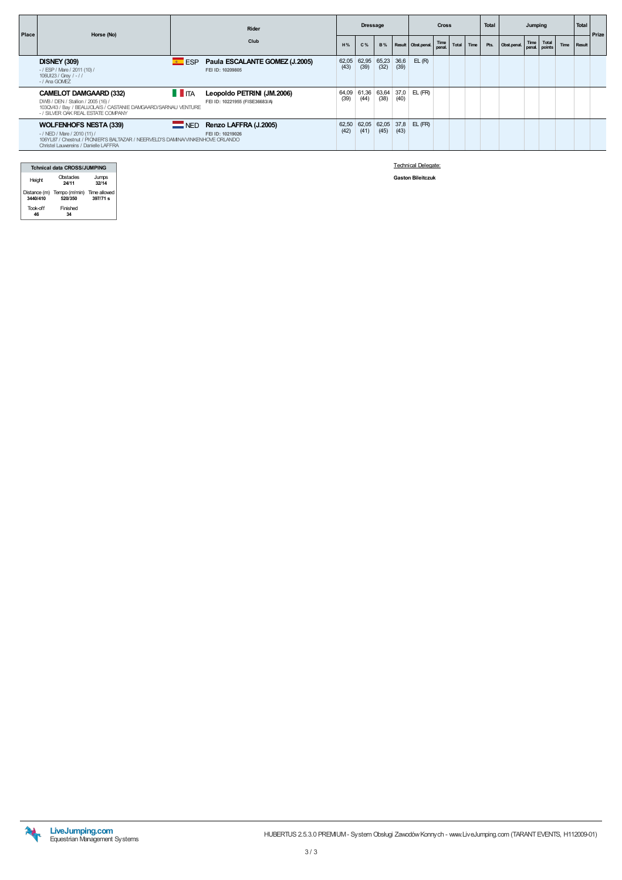| Place | Horse (No) | | Rider / Club | Dressage | | | | Cross | | | | Total | Jumping | | | | | Total | Prize |
|---|---|---|---|---|---|---|---|---|---|---|---|---|---|---|---|---|---|---|---|
| | | | | H % | C % | B % | Result | Obst.penal. | Time penal. | Total | Time | Pts. | Obst.penal. | Time penal. | Total points | Time | | Result | |
| | **DISNEY (309)**<br>- / ESP / Mare / 2011 (10) /<br>106UI23 / Grey / - / /<br>- / Ana GOMEZ | ESP | **Paula ESCALANTE GOMEZ (J.2005)**<br>FEI ID: 10209805 | 62,05 (43) | 62,95 (39) | 65,23 (32) | 36,6 (39) | EL (R) | | | | | | | | | | | |
| | **CAMELOT DAMGAARD (332)**<br>DWB / DEN / Stallion / 2005 (16) /<br>103QM43 / Bay / BEAUJOLAIS / CASTANIE DAMGAARD/SARNAU VENTURE<br>- / SILVER OAK REAL ESTATE COMPANY | ITA | **Leopoldo PETRINI (JM.2006)**<br>FEI ID: 10221955 (FISE36683/A) | 64,09 (39) | 61,36 (44) | 63,64 (38) | 37,0 (40) | EL (FR) | | | | | | | | | | | |
| | **WOLFENHOFS NESTA (339)**<br>- / NED / Mare / 2010 (11) /<br>106YL87 / Chestnut / PIONIER'S BALTAZAR / NEERVELD'S DAMINA/VINKENHOVE ORLANDO<br>Christel Lauwereins / Danielle LAFFRA | NED | **Renzo LAFFRA (J.2005)**<br>FEI ID: 10219026 | 62,50 (42) | 62,05 (41) | 62,05 (45) | 37,8 (43) | EL (FR) | | | | | | | | | | | |

| Tchnical data CROSS/JUMPING | | |
|---|---|---|
| Height | Obstacles<br>**24/11** | Jumps<br>**32/14** |
| Distance (m)<br>**3440/410** | Tempo (m/min)<br>**520/350** | Time allowed<br>**397/71 s** |
| Took-off<br>**46** | Finished<br>**34** | |

Technical Delegate:

**Gaston Bileitczuk**

LiveJumping.com
Equestrian Management Systems

HUBERTUS 2.5.3.0 PREMIUM - System Obsługi Zawodów Konnych - www.LiveJumping.com (TARANT EVENTS, H112009-01)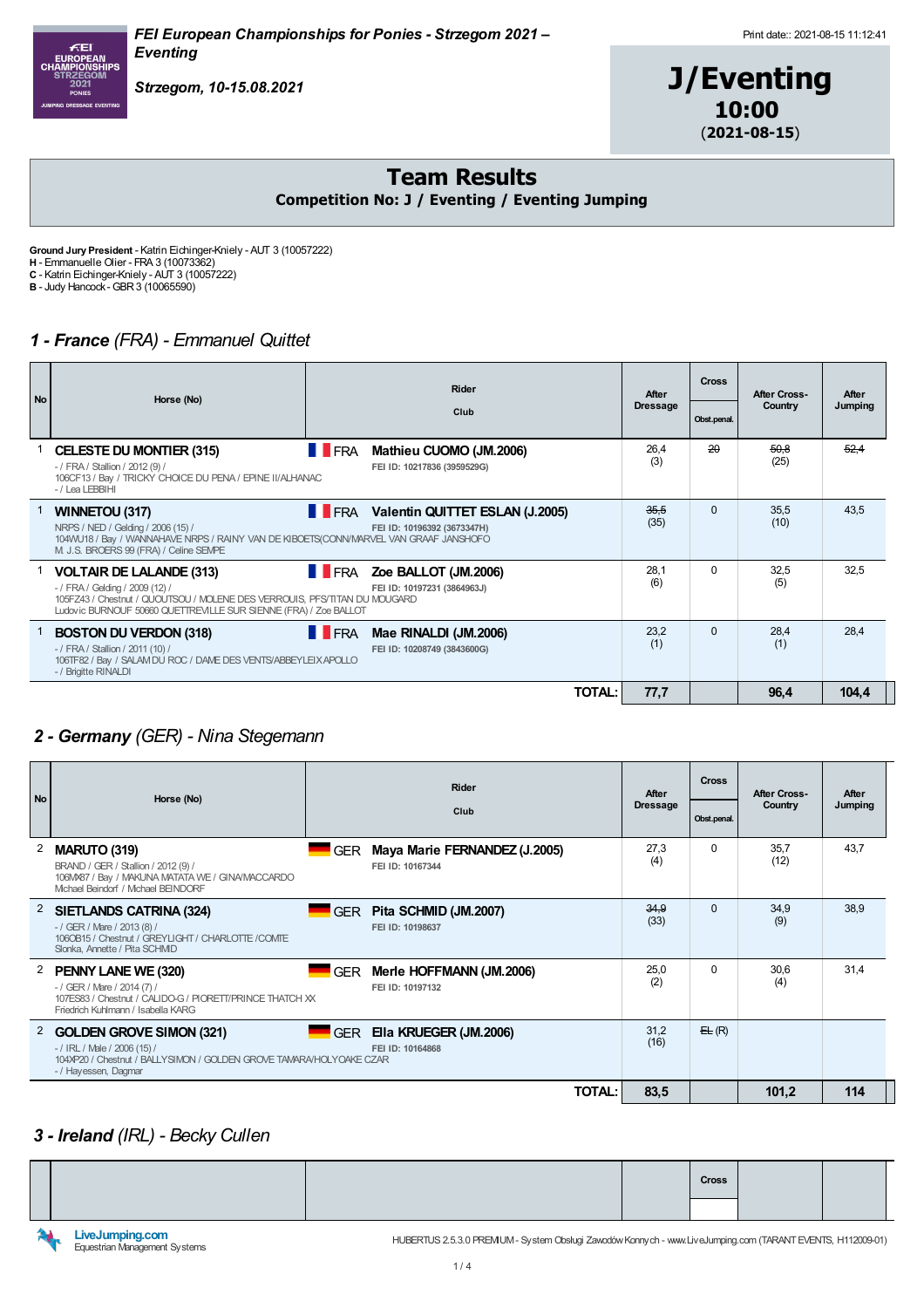**FEI European Championships for Ponies - Strzegom 2021 – Eventing**

*Strzegom, 10-15.08.2021*

Print date:: 2021-08-15 11:12:41

# J/Eventing

**10:00**

(**2021-08-15**)

## Team Results

**Competition No: J / Eventing / Eventing Jumping**

**Ground Jury President** - Katrin Eichinger-Kniely - AUT 3 (10057222)
**H** - Emmanuelle Olier - FRA 3 (10073362)
**C** - Katrin Eichinger-Kniely - AUT 3 (10057222)
**B** - Judy Hancock - GBR 3 (10065590)

### *1 - France (FRA) - Emmanuel Quittet*

| No | Horse (No) | Rider / Club | After Dressage | Cross Obst.penal. | After Cross-Country | After Jumping |
|---|---|---|---|---|---|---|
| 1 | **CELESTE DU MONTIER (315)** - / FRA / Stallion / 2012 (9) / 106CF13 / Bay / TRICKY CHOICE DU PENA / EPINE II/ALHANAC - / Lea LEBBIHI | FRA **Mathieu CUOMO (JM.2006)** FEI ID: 10217836 (3959529G) | 26,4 (3) | ~~20~~ | ~~50,8~~ (25) | ~~52,4~~ |
| 1 | **WINNETOU (317)** NRPS / NED / Gelding / 2006 (15) / 104WU18 / Bay / WANNAHAVE NRPS / RAINY VAN DE KIBOETS(CONN/MARVEL VAN GRAAF JANSHOFO M. J.S. BROERS 99 (FRA) / Celine SEMPE | FRA **Valentin QUITTET ESLAN (J.2005)** FEI ID: 10196392 (3673347H) | ~~35,5~~ (35) | 0 | 35,5 (10) | 43,5 |
| 1 | **VOLTAIR DE LALANDE (313)** - / FRA / Gelding / 2009 (12) / 105FZ43 / Chestnut / QUOUTSOU / MOLENE DES VERROUIS, PFS/TITAN DU MOUGARD Ludovic BURNOUF 50660 QUETTREVILLE SUR SIENNE (FRA) / Zoe BALLOT | FRA **Zoe BALLOT (JM.2006)** FEI ID: 10197231 (3864963J) | 28,1 (6) | 0 | 32,5 (5) | 32,5 |
| 1 | **BOSTON DU VERDON (318)** - / FRA / Stallion / 2011 (10) / 106TF82 / Bay / SALAM DU ROC / DAME DES VENTS/ABBEYLEIX APOLLO - / Brigitte RINALDI | FRA **Mae RINALDI (JM.2006)** FEI ID: 10208749 (3843600G) | 23,2 (1) | 0 | 28,4 (1) | 28,4 |
| | | **TOTAL:** | **77,7** | | **96,4** | **104,4** |

### *2 - Germany (GER) - Nina Stegemann*

| No | Horse (No) | Rider / Club | After Dressage | Cross Obst.penal. | After Cross-Country | After Jumping |
|---|---|---|---|---|---|---|
| 2 | **MARUTO (319)** BRAND / GER / Stallion / 2012 (9) / 106MX87 / Bay / MAKUNA MATATA WE / GINA/MACCARDO Michael Beindorf / Michael BEINDORF | GER **Maya Marie FERNANDEZ (J.2005)** FEI ID: 10167344 | 27,3 (4) | 0 | 35,7 (12) | 43,7 |
| 2 | **SIETLANDS CATRINA (324)** - / GER / Mare / 2013 (8) / 106OB15 / Chestnut / GREYLIGHT / CHARLOTTE /COMTE Slonka, Annette / Pita SCHMID | GER **Pita SCHMID (JM.2007)** FEI ID: 10198637 | ~~34,9~~ (33) | 0 | 34,9 (9) | 38,9 |
| 2 | **PENNY LANE WE (320)** - / GER / Mare / 2014 (7) / 107ES83 / Chestnut / CALIDO-G / PIORETT/PRINCE THATCH XX Friedrich Kuhlmann / Isabella KARG | GER **Merle HOFFMANN (JM.2006)** FEI ID: 10197132 | 25,0 (2) | 0 | 30,6 (4) | 31,4 |
| 2 | **GOLDEN GROVE SIMON (321)** - / IRL / Male / 2006 (15) / 104XP20 / Chestnut / BALLYSIMON / GOLDEN GROVE TAMARA/HOLYOAKE CZAR - / Hayessen, Dagmar | GER **Ella KRUEGER (JM.2006)** FEI ID: 10164868 | 31,2 (16) | ~~EL~~ (R) | | |
| | | **TOTAL:** | **83,5** | | **101,2** | **114** |

### *3 - Ireland (IRL) - Becky Cullen*

| | | | | Cross | | |
|---|---|---|---|---|---|---|

LiveJumping.com Equestrian Management Systems

HUBERTUS 2.5.3.0 PREMIUM - System Obsługi Zawodów Konnych - www.LiveJumping.com (TARANT EVENTS, H112009-01)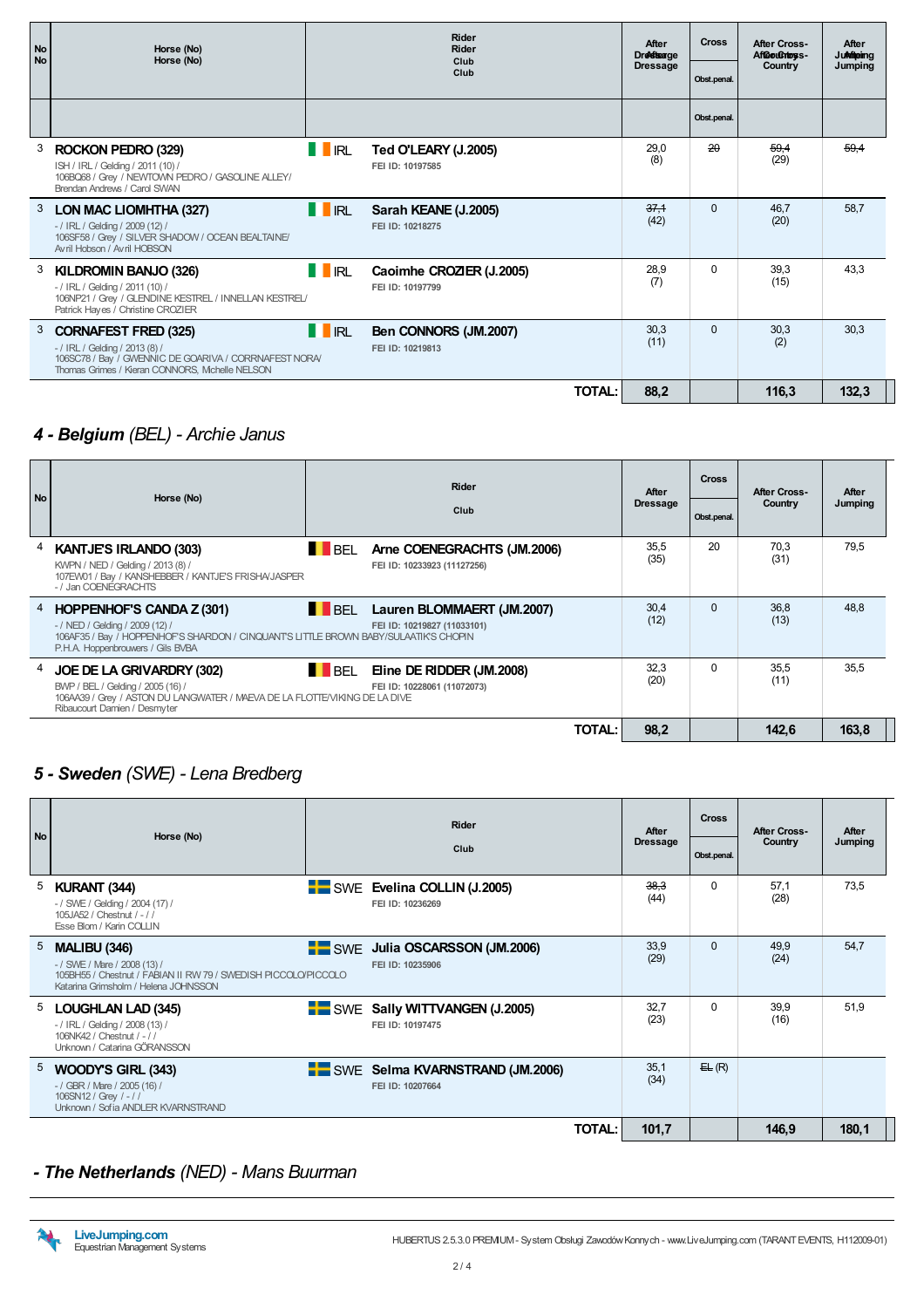| No | Horse (No) | Rider<br>Club | After Dressage | Cross<br>Obst.penal. | After Cross-Country | After Jumping |
|---|---|---|---|---|---|---|
| 3 | **ROCKON PEDRO (329)**<br>ISH / IRL / Gelding / 2011 (10) /<br>106BQ68 / Grey / NEWTOWN PEDRO / GASOLINE ALLEY/<br>Brendan Andrews / Carol SWAN | IRL **Ted O'LEARY (J.2005)**<br>FEI ID: 10197585 | 29,0<br>(8) | ~~20~~ | ~~59,4~~<br>(29) | ~~59,4~~ |
| 3 | **LON MAC LIOMHTHA (327)**<br>- / IRL / Gelding / 2009 (12) /<br>106SF58 / Grey / SILVER SHADOW / OCEAN BEALTAINE/<br>Avril Hobson / Avril HOBSON | IRL **Sarah KEANE (J.2005)**<br>FEI ID: 10218275 | ~~37,1~~<br>(42) | 0 | 46,7<br>(20) | 58,7 |
| 3 | **KILDROMIN BANJO (326)**<br>- / IRL / Gelding / 2011 (10) /<br>106NP21 / Grey / GLENDINE KESTREL / INNELLAN KESTREL/<br>Patrick Hayes / Christine CROZIER | IRL **Caoimhe CROZIER (J.2005)**<br>FEI ID: 10197799 | 28,9<br>(7) | 0 | 39,3<br>(15) | 43,3 |
| 3 | **CORNAFEST FRED (325)**<br>- / IRL / Gelding / 2013 (8) /<br>106SC78 / Bay / GWENNIC DE GOARIVA / CORRNAFEST NORA/<br>Thomas Grimes / Kieran CONNORS, Michelle NELSON | IRL **Ben CONNORS (JM.2007)**<br>FEI ID: 10219813 | 30,3<br>(11) | 0 | 30,3<br>(2) | 30,3 |
| | | **TOTAL:** | **88,2** | | **116,3** | **132,3** |

## *4 - Belgium (BEL) - Archie Janus*

| No | Horse (No) | Rider<br>Club | After Dressage | Cross<br>Obst.penal. | After Cross-Country | After Jumping |
|---|---|---|---|---|---|---|
| 4 | **KANTJE'S IRLANDO (303)**<br>KWPN / NED / Gelding / 2013 (8) /<br>107EW01 / Bay / KANSHEBBER / KANTJE'S FRISHA/JASPER<br>- / Jan COENEGRACHTS | BEL **Arne COENEGRACHTS (JM.2006)**<br>FEI ID: 10233923 (11127256) | 35,5<br>(35) | 20 | 70,3<br>(31) | 79,5 |
| 4 | **HOPPENHOF'S CANDA Z (301)**<br>- / NED / Gelding / 2009 (12) /<br>106AF35 / Bay / HOPPENHOF'S SHARDON / CINQUANT'S LITTLE BROWN BABY/SULAATIK'S CHOPIN<br>P.H.A. Hoppenbrouwers / Gils BVBA | BEL **Lauren BLOMMAERT (JM.2007)**<br>FEI ID: 10219827 (11033101) | 30,4<br>(12) | 0 | 36,8<br>(13) | 48,8 |
| 4 | **JOE DE LA GRIVARDRY (302)**<br>BWP / BEL / Gelding / 2005 (16) /<br>106AA39 / Grey / ASTON DU LANGWATER / MAEVA DE LA FLOTTE/VIKING DE LA DIVE<br>Ribaucourt Damien / Desmyter | BEL **Eline DE RIDDER (JM.2008)**<br>FEI ID: 10228061 (11072073) | 32,3<br>(20) | 0 | 35,5<br>(11) | 35,5 |
| | | **TOTAL:** | **98,2** | | **142,6** | **163,8** |

## *5 - Sweden (SWE) - Lena Bredberg*

| No | Horse (No) | Rider<br>Club | After Dressage | Cross<br>Obst.penal. | After Cross-Country | After Jumping |
|---|---|---|---|---|---|---|
| 5 | **KURANT (344)**<br>- / SWE / Gelding / 2004 (17) /<br>105JA52 / Chestnut / - / /<br>Esse Blom / Karin COLLIN | SWE **Evelina COLLIN (J.2005)**<br>FEI ID: 10236269 | ~~38,3~~<br>(44) | 0 | 57,1<br>(28) | 73,5 |
| 5 | **MALIBU (346)**<br>- / SWE / Mare / 2008 (13) /<br>105BH55 / Chestnut / FABIAN II RW 79 / SWEDISH PICCOLO/PICCOLO<br>Katarina Grimsholm / Helena JOHNSSON | SWE **Julia OSCARSSON (JM.2006)**<br>FEI ID: 10235906 | 33,9<br>(29) | 0 | 49,9<br>(24) | 54,7 |
| 5 | **LOUGHLAN LAD (345)**<br>- / IRL / Gelding / 2008 (13) /<br>106NK42 / Chestnut / - / /<br>Unknown / Catarina GÖRANSSON | SWE **Sally WITTVANGEN (J.2005)**<br>FEI ID: 10197475 | 32,7<br>(23) | 0 | 39,9<br>(16) | 51,9 |
| 5 | **WOODY'S GIRL (343)**<br>- / GBR / Mare / 2005 (16) /<br>106SN12 / Grey / - / /<br>Unknown / Sofia ANDLER KVARNSTRAND | SWE **Selma KVARNSTRAND (JM.2006)**<br>FEI ID: 10207664 | 35,1<br>(34) | ~~EL~~ (R) | | |
| | | **TOTAL:** | **101,7** | | **146,9** | **180,1** |

## *- The Netherlands (NED) - Mans Buurman*

LiveJumping.com
Equestrian Management Systems

HUBERTUS 2.5.3.0 PREMIUM - System Obsługi Zawodów Konnych - www.LiveJumping.com (TARANT EVENTS, H112009-01)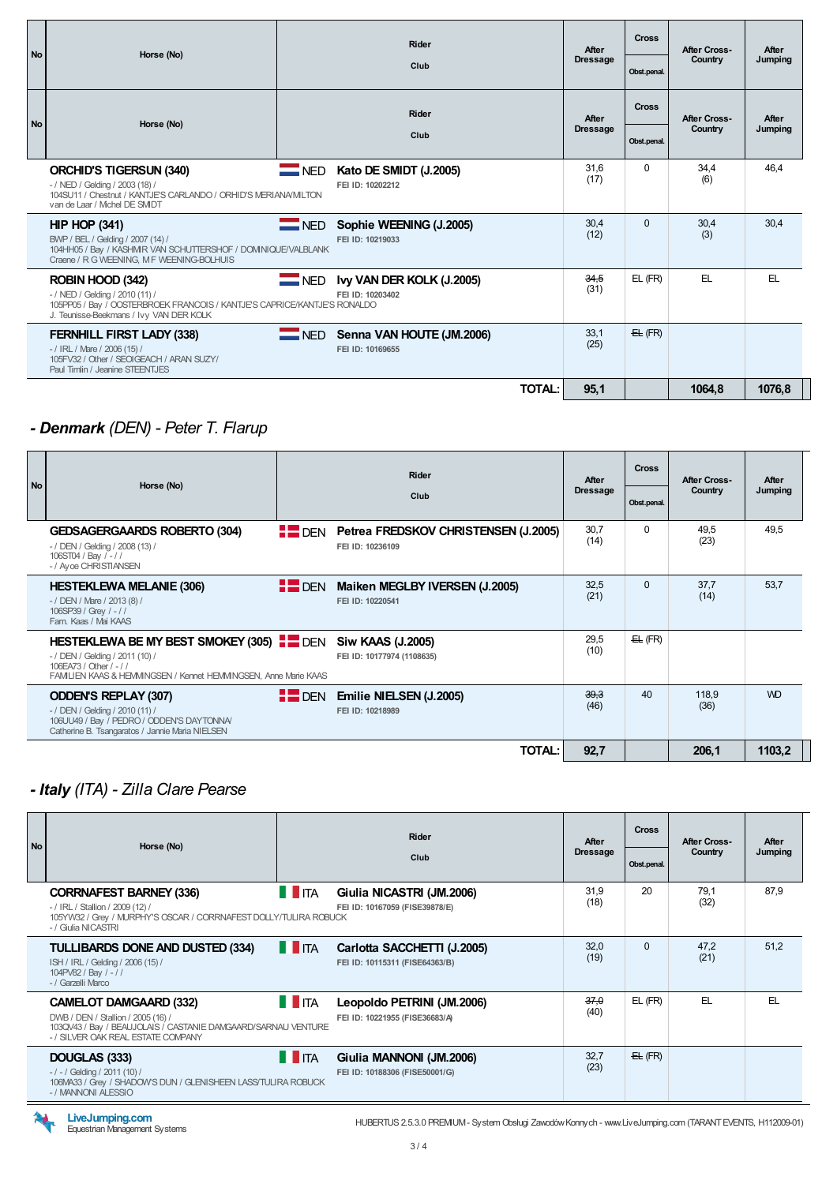| No | Horse (No) | Rider / Club | After Dressage | Cross Obst.penal. | After Cross-Country | After Jumping |
|---|---|---|---|---|---|---|
| No | Horse (No) | Rider / Club | After Dressage | Cross Obst.penal. | After Cross-Country | After Jumping |
| | **ORCHID'S TIGERSUN (340)** - / NED / Gelding / 2003 (18) / 104SU11 / Chestnut / KANTJE'S CARLANDO / ORHID'S MERIANA/MILTON van de Laar / Michel DE SMIDT | NED **Kato DE SMIDT (J.2005)** FEI ID: 10202212 | 31,6 (17) | 0 | 34,4 (6) | 46,4 |
| | **HIP HOP (341)** BWP / BEL / Gelding / 2007 (14) / 104HH05 / Bay / KASHMIR VAN SCHUTTERSHOF / DOMINIQUE/VALBLANK Craene / R G WEENING, M F WEENING-BOLHUIS | NED **Sophie WEENING (J.2005)** FEI ID: 10219033 | 30,4 (12) | 0 | 30,4 (3) | 30,4 |
| | **ROBIN HOOD (342)** - / NED / Gelding / 2010 (11) / 105PP05 / Bay / OOSTERBROEK FRANCOIS / KANTJE'S CAPRICE/KANTJE'S RONALDO J. Teunisse-Beekmans / Ivy VAN DER KOLK | NED **Ivy VAN DER KOLK (J.2005)** FEI ID: 10203402 | ~~34,5~~ (31) | EL (FR) | EL | EL |
| | **FERNHILL FIRST LADY (338)** - / IRL / Mare / 2006 (15) / 105FV32 / Other / SEOIGEACH / ARAN SUZY/ Paul Timlin / Jeanine STEENTJES | NED **Senna VAN HOUTE (JM.2006)** FEI ID: 10169655 | 33,1 (25) | ~~EL~~ (FR) | | |
| | | **TOTAL:** | **95,1** | | **1064,8** | **1076,8** |

## - Denmark (DEN) - Peter T. Flarup

| No | Horse (No) | Rider / Club | After Dressage | Cross Obst.penal. | After Cross-Country | After Jumping |
|---|---|---|---|---|---|---|
| | **GEDSAGERGAARDS ROBERTO (304)** - / DEN / Gelding / 2008 (13) / 106ST04 / Bay / - / / - / Ayoe CHRISTIANSEN | DEN **Petrea FREDSKOV CHRISTENSEN (J.2005)** FEI ID: 10236109 | 30,7 (14) | 0 | 49,5 (23) | 49,5 |
| | **HESTEKLEWA MELANIE (306)** - / DEN / Mare / 2013 (8) / 106SP39 / Grey / - / / Fam. Kaas / Mai KAAS | DEN **Maiken MEGLBY IVERSEN (J.2005)** FEI ID: 10220541 | 32,5 (21) | 0 | 37,7 (14) | 53,7 |
| | **HESTEKLEWA BE MY BEST SMOKEY (305)** - / DEN / Gelding / 2011 (10) / 106EA73 / Other / - / / FAMILIEN KAAS & HEMMINGSEN / Kennet HEMMINGSEN, Anne Marie KAAS | DEN **Siw KAAS (J.2005)** FEI ID: 10177974 (1108635) | 29,5 (10) | ~~EL~~ (FR) | | |
| | **ODDEN'S REPLAY (307)** - / DEN / Gelding / 2010 (11) / 106UU49 / Bay / PEDRO / ODDEN'S DAYTONNA/ Catherine B. Tsangaratos / Jannie Maria NIELSEN | DEN **Emilie NIELSEN (J.2005)** FEI ID: 10218989 | ~~39,3~~ (46) | 40 | 118,9 (36) | WD |
| | | **TOTAL:** | **92,7** | | **206,1** | **1103,2** |

## - Italy (ITA) - Zilla Clare Pearse

| No | Horse (No) | Rider / Club | After Dressage | Cross Obst.penal. | After Cross-Country | After Jumping |
|---|---|---|---|---|---|---|
| | **CORRNAFEST BARNEY (336)** - / IRL / Stallion / 2009 (12) / 105YW32 / Grey / MURPHY'S OSCAR / CORRNAFEST DOLLY/TULIRA ROBUCK - / Giulia NICASTRI | ITA **Giulia NICASTRI (JM.2006)** FEI ID: 10167059 (FISE39878/E) | 31,9 (18) | 20 | 79,1 (32) | 87,9 |
| | **TULLIBARDS DONE AND DUSTED (334)** ISH / IRL / Gelding / 2006 (15) / 104PV82 / Bay / - / / - / Garzelli Marco | ITA **Carlotta SACCHETTI (J.2005)** FEI ID: 10115311 (FISE64363/B) | 32,0 (19) | 0 | 47,2 (21) | 51,2 |
| | **CAMELOT DAMGAARD (332)** DWB / DEN / Stallion / 2005 (16) / 103QV43 / Bay / BEAUJOLAIS / CASTANIE DAMGAARD/SARNAU VENTURE - / SILVER OAK REAL ESTATE COMPANY | ITA **Leopoldo PETRINI (JM.2006)** FEI ID: 10221955 (FISE36683/A) | ~~37,0~~ (40) | EL (FR) | EL | EL |
| | **DOUGLAS (333)** - / - / Gelding / 2011 (10) / 106MA33 / Grey / SHADOW'S DUN / GLENISHEEN LASS/TULIRA ROBUCK - / MANNONI ALESSIO | ITA **Giulia MANNONI (JM.2006)** FEI ID: 10188306 (FISE50001/G) | 32,7 (23) | ~~EL~~ (FR) | | |

LiveJumping.com Equestrian Management Systems

HUBERTUS 2.5.3.0 PREMIUM - System Obsługi Zawodów Konnych - www.LiveJumping.com (TARANT EVENTS, H112009-01)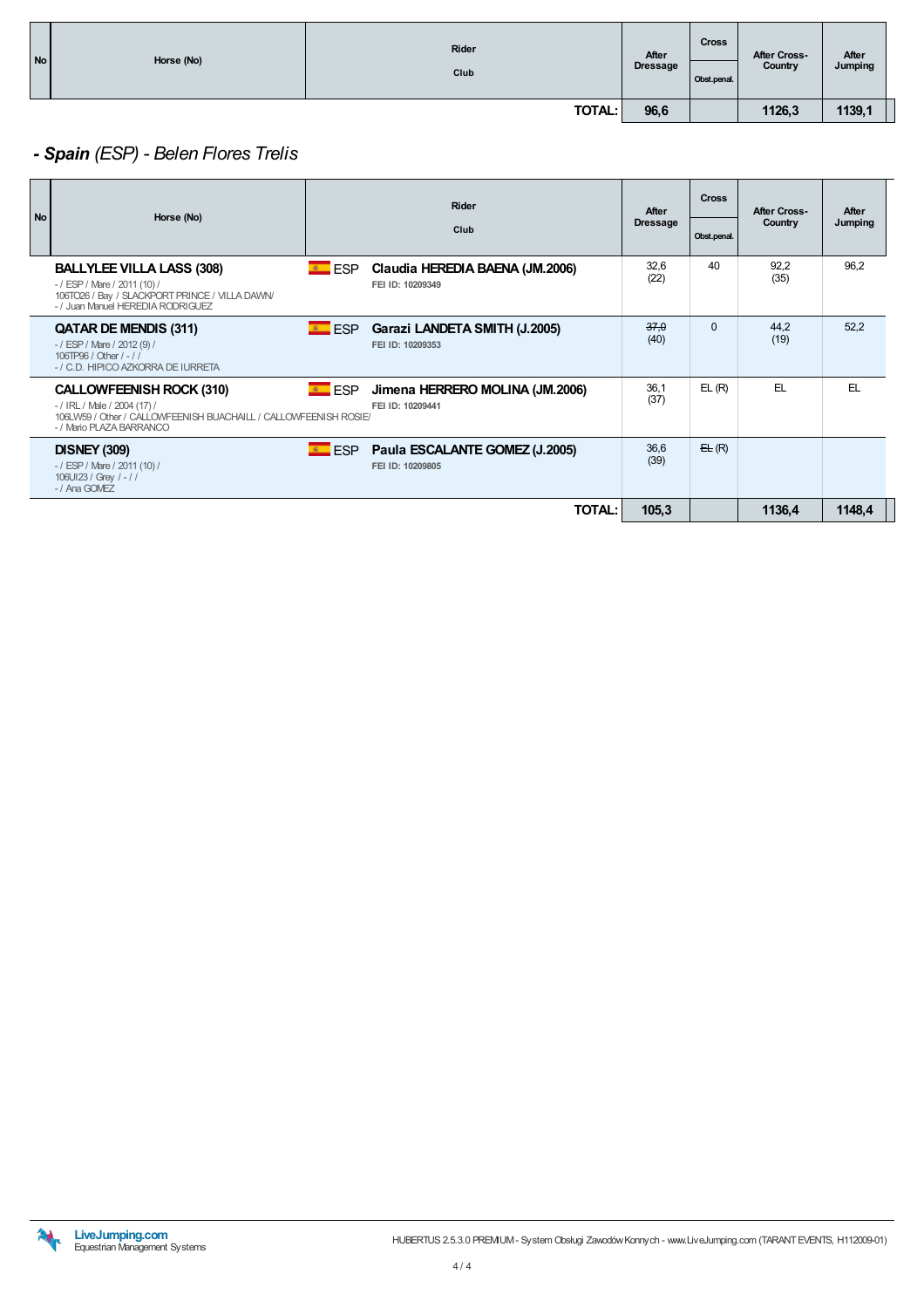| No | Horse (No) | Rider / Club | After Dressage | Cross Obst.penal. | After Cross-Country | After Jumping |
|---|---|---|---|---|---|---|
| | | TOTAL: | 96,6 | | 1126,3 | 1139,1 |

## - **Spain** (ESP) - Belen Flores Trelis

| No | Horse (No) | Rider / Club | After Dressage | Cross Obst.penal. | After Cross-Country | After Jumping |
|---|---|---|---|---|---|---|
| | **BALLYLEE VILLA LASS (308)** - / ESP / Mare / 2011 (10) / 106TO26 / Bay / SLACKPORT PRINCE / VILLA DAWN/ - / Juan Manuel HEREDIA RODRIGUEZ | ESP **Claudia HEREDIA BAENA (JM.2006)** FEI ID: 10209349 | 32,6 (22) | 40 | 92,2 (35) | 96,2 |
| | **QATAR DE MENDIS (311)** - / ESP / Mare / 2012 (9) / 106TP96 / Other / - / / - / C.D. HIPICO AZKORRA DE IURRETA | ESP **Garazi LANDETA SMITH (J.2005)** FEI ID: 10209353 | ~~37,0~~ (40) | 0 | 44,2 (19) | 52,2 |
| | **CALLOWFEENISH ROCK (310)** - / IRL / Male / 2004 (17) / 106LW59 / Other / CALLOWFEENISH BUACHAILL / CALLOWFEENISH ROSIE/ - / Mario PLAZA BARRANCO | ESP **Jimena HERRERO MOLINA (JM.2006)** FEI ID: 10209441 | 36,1 (37) | EL (R) | EL | EL |
| | **DISNEY (309)** - / ESP / Mare / 2011 (10) / 106UI23 / Grey / - / / - / Ana GOMEZ | ESP **Paula ESCALANTE GOMEZ (J.2005)** FEI ID: 10209805 | 36,6 (39) | ~~EL~~ (R) | | |
| | | TOTAL: | 105,3 | | 1136,4 | 1148,4 |

LiveJumping.com
Equestrian Management Systems

HUBERTUS 2.5.3.0 PREMIUM - System Obsługi Zawodów Konnych - www.LiveJumping.com (TARANT EVENTS, H112009-01)